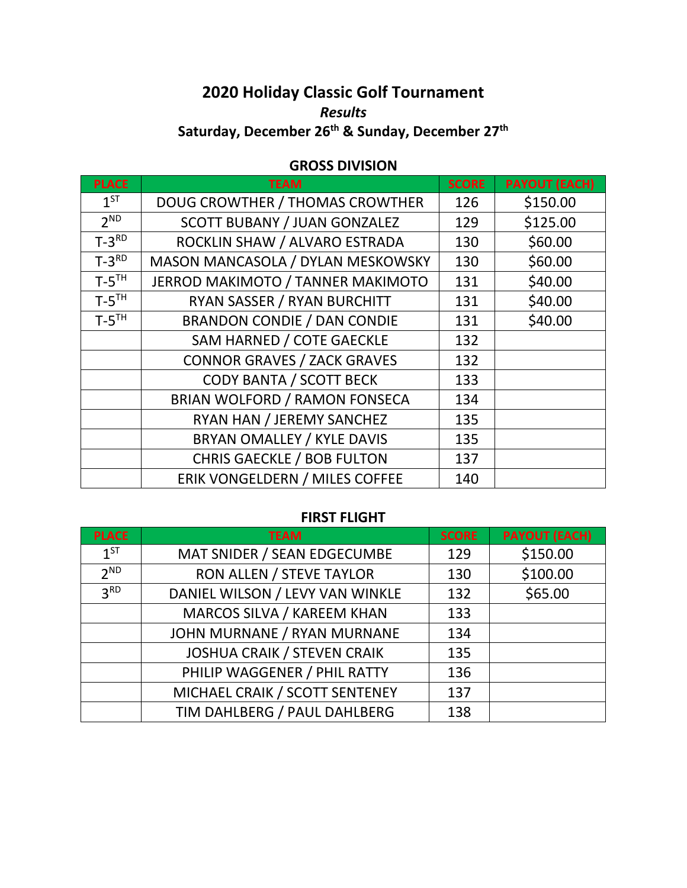# 2020 Holiday Classic Golf Tournament

***Results***

**Saturday, December 26th & Sunday, December 27th**

## GROSS DIVISION

| PLACE | TEAM | SCORE | PAYOUT (EACH) |
|---|---|---|---|
| 1ST | DOUG CROWTHER / THOMAS CROWTHER | 126 | $150.00 |
| 2ND | SCOTT BUBANY / JUAN GONZALEZ | 129 | $125.00 |
| T-3RD | ROCKLIN SHAW / ALVARO ESTRADA | 130 | $60.00 |
| T-3RD | MASON MANCASOLA / DYLAN MESKOWSKY | 130 | $60.00 |
| T-5TH | JERROD MAKIMOTO / TANNER MAKIMOTO | 131 | $40.00 |
| T-5TH | RYAN SASSER / RYAN BURCHITT | 131 | $40.00 |
| T-5TH | BRANDON CONDIE / DAN CONDIE | 131 | $40.00 |
| | SAM HARNED / COTE GAECKLE | 132 | |
| | CONNOR GRAVES / ZACK GRAVES | 132 | |
| | CODY BANTA / SCOTT BECK | 133 | |
| | BRIAN WOLFORD / RAMON FONSECA | 134 | |
| | RYAN HAN / JEREMY SANCHEZ | 135 | |
| | BRYAN OMALLEY / KYLE DAVIS | 135 | |
| | CHRIS GAECKLE / BOB FULTON | 137 | |
| | ERIK VONGELDERN / MILES COFFEE | 140 | |

## FIRST FLIGHT

| PLACE | TEAM | SCORE | PAYOUT (EACH) |
|---|---|---|---|
| 1ST | MAT SNIDER / SEAN EDGECUMBE | 129 | $150.00 |
| 2ND | RON ALLEN / STEVE TAYLOR | 130 | $100.00 |
| 3RD | DANIEL WILSON / LEVY VAN WINKLE | 132 | $65.00 |
| | MARCOS SILVA / KAREEM KHAN | 133 | |
| | JOHN MURNANE / RYAN MURNANE | 134 | |
| | JOSHUA CRAIK / STEVEN CRAIK | 135 | |
| | PHILIP WAGGENER / PHIL RATTY | 136 | |
| | MICHAEL CRAIK / SCOTT SENTENEY | 137 | |
| | TIM DAHLBERG / PAUL DAHLBERG | 138 | |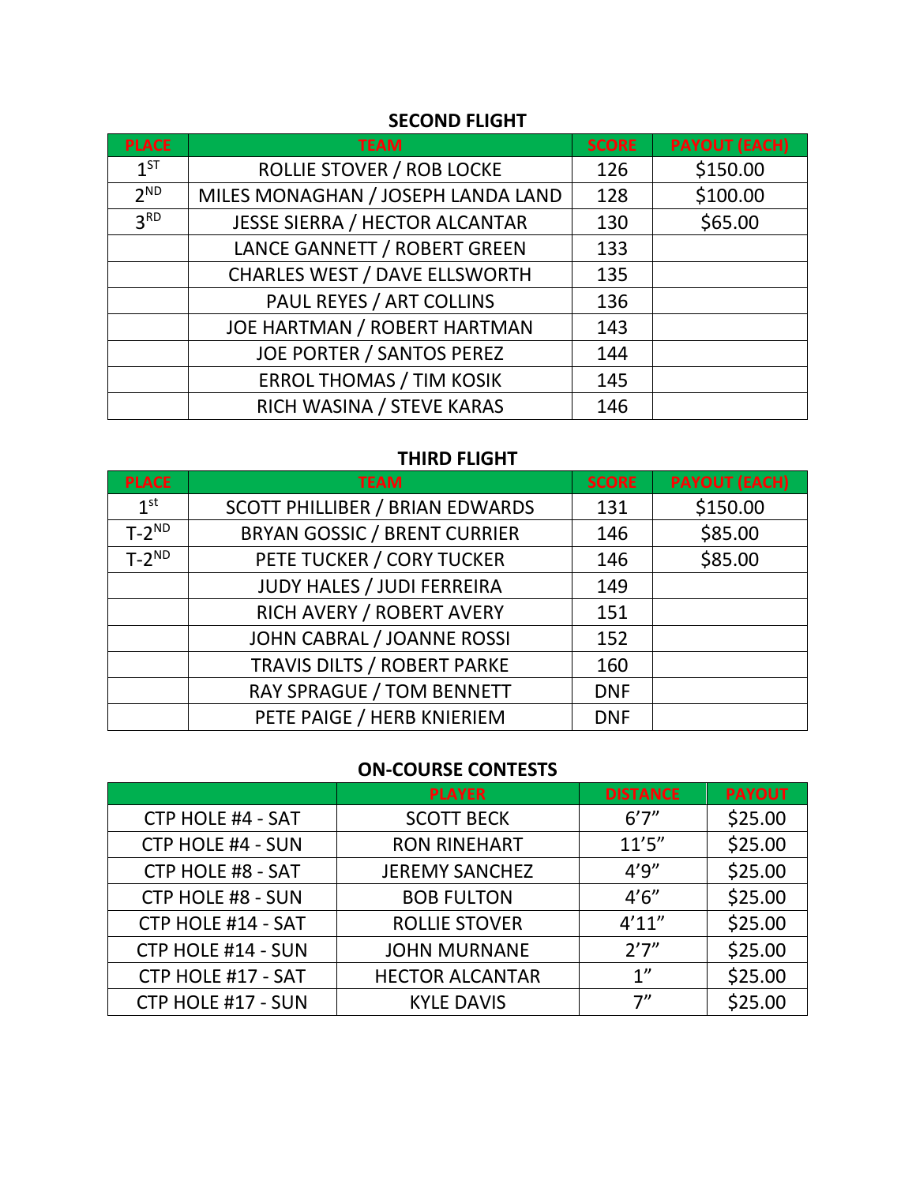### SECOND FLIGHT

| PLACE | TEAM | SCORE | PAYOUT (EACH) |
|---|---|---|---|
| 1ST | ROLLIE STOVER / ROB LOCKE | 126 | $150.00 |
| 2ND | MILES MONAGHAN / JOSEPH LANDA LAND | 128 | $100.00 |
| 3RD | JESSE SIERRA / HECTOR ALCANTAR | 130 | $65.00 |
| | LANCE GANNETT / ROBERT GREEN | 133 | |
| | CHARLES WEST / DAVE ELLSWORTH | 135 | |
| | PAUL REYES / ART COLLINS | 136 | |
| | JOE HARTMAN / ROBERT HARTMAN | 143 | |
| | JOE PORTER / SANTOS PEREZ | 144 | |
| | ERROL THOMAS / TIM KOSIK | 145 | |
| | RICH WASINA / STEVE KARAS | 146 | |

### THIRD FLIGHT

| PLACE | TEAM | SCORE | PAYOUT (EACH) |
|---|---|---|---|
| 1st | SCOTT PHILLIBER / BRIAN EDWARDS | 131 | $150.00 |
| T-2ND | BRYAN GOSSIC / BRENT CURRIER | 146 | $85.00 |
| T-2ND | PETE TUCKER / CORY TUCKER | 146 | $85.00 |
| | JUDY HALES / JUDI FERREIRA | 149 | |
| | RICH AVERY / ROBERT AVERY | 151 | |
| | JOHN CABRAL / JOANNE ROSSI | 152 | |
| | TRAVIS DILTS / ROBERT PARKE | 160 | |
| | RAY SPRAGUE / TOM BENNETT | DNF | |
| | PETE PAIGE / HERB KNIERIEM | DNF | |

### ON-COURSE CONTESTS

| | PLAYER | DISTANCE | PAYOUT |
|---|---|---|---|
| CTP HOLE #4 - SAT | SCOTT BECK | 6’7” | $25.00 |
| CTP HOLE #4 - SUN | RON RINEHART | 11’5” | $25.00 |
| CTP HOLE #8 - SAT | JEREMY SANCHEZ | 4’9” | $25.00 |
| CTP HOLE #8 - SUN | BOB FULTON | 4’6” | $25.00 |
| CTP HOLE #14 - SAT | ROLLIE STOVER | 4’11” | $25.00 |
| CTP HOLE #14 - SUN | JOHN MURNANE | 2’7” | $25.00 |
| CTP HOLE #17 - SAT | HECTOR ALCANTAR | 1” | $25.00 |
| CTP HOLE #17 - SUN | KYLE DAVIS | 7” | $25.00 |